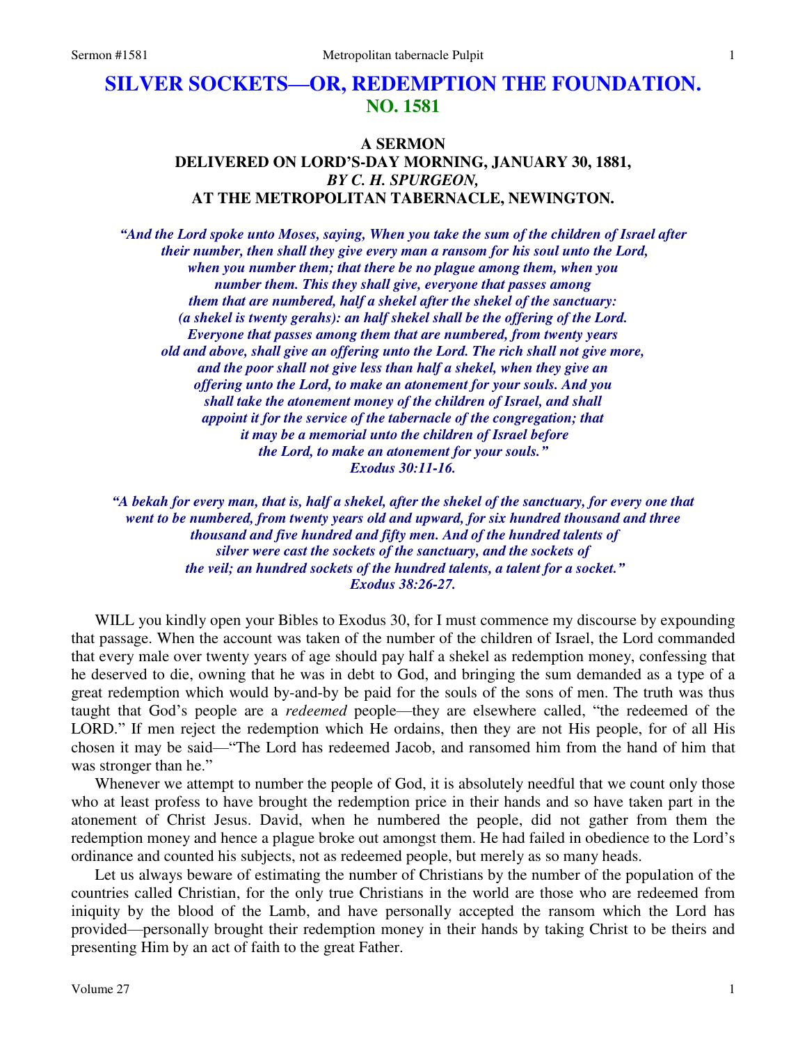# SILVER SOCKETS—OR, REDEMPTION THE FOUNDATION.
## NO. 1581

### A SERMON
### DELIVERED ON LORD'S-DAY MORNING, JANUARY 30, 1881,
### *BY C. H. SPURGEON,*
### AT THE METROPOLITAN TABERNACLE, NEWINGTON.

***"And the Lord spoke unto Moses, saying, When you take the sum of the children of Israel after their number, then shall they give every man a ransom for his soul unto the Lord, when you number them; that there be no plague among them, when you number them. This they shall give, everyone that passes among them that are numbered, half a shekel after the shekel of the sanctuary: (a shekel is twenty gerahs): an half shekel shall be the offering of the Lord. Everyone that passes among them that are numbered, from twenty years old and above, shall give an offering unto the Lord. The rich shall not give more, and the poor shall not give less than half a shekel, when they give an offering unto the Lord, to make an atonement for your souls. And you shall take the atonement money of the children of Israel, and shall appoint it for the service of the tabernacle of the congregation; that it may be a memorial unto the children of Israel before the Lord, to make an atonement for your souls." Exodus 30:11-16.***

***"A bekah for every man, that is, half a shekel, after the shekel of the sanctuary, for every one that went to be numbered, from twenty years old and upward, for six hundred thousand and three thousand and five hundred and fifty men. And of the hundred talents of silver were cast the sockets of the sanctuary, and the sockets of the veil; an hundred sockets of the hundred talents, a talent for a socket." Exodus 38:26-27.***

WILL you kindly open your Bibles to Exodus 30, for I must commence my discourse by expounding that passage. When the account was taken of the number of the children of Israel, the Lord commanded that every male over twenty years of age should pay half a shekel as redemption money, confessing that he deserved to die, owning that he was in debt to God, and bringing the sum demanded as a type of a great redemption which would by-and-by be paid for the souls of the sons of men. The truth was thus taught that God's people are a *redeemed* people—they are elsewhere called, "the redeemed of the LORD." If men reject the redemption which He ordains, then they are not His people, for of all His chosen it may be said—"The Lord has redeemed Jacob, and ransomed him from the hand of him that was stronger than he."

Whenever we attempt to number the people of God, it is absolutely needful that we count only those who at least profess to have brought the redemption price in their hands and so have taken part in the atonement of Christ Jesus. David, when he numbered the people, did not gather from them the redemption money and hence a plague broke out amongst them. He had failed in obedience to the Lord's ordinance and counted his subjects, not as redeemed people, but merely as so many heads.

Let us always beware of estimating the number of Christians by the number of the population of the countries called Christian, for the only true Christians in the world are those who are redeemed from iniquity by the blood of the Lamb, and have personally accepted the ransom which the Lord has provided—personally brought their redemption money in their hands by taking Christ to be theirs and presenting Him by an act of faith to the great Father.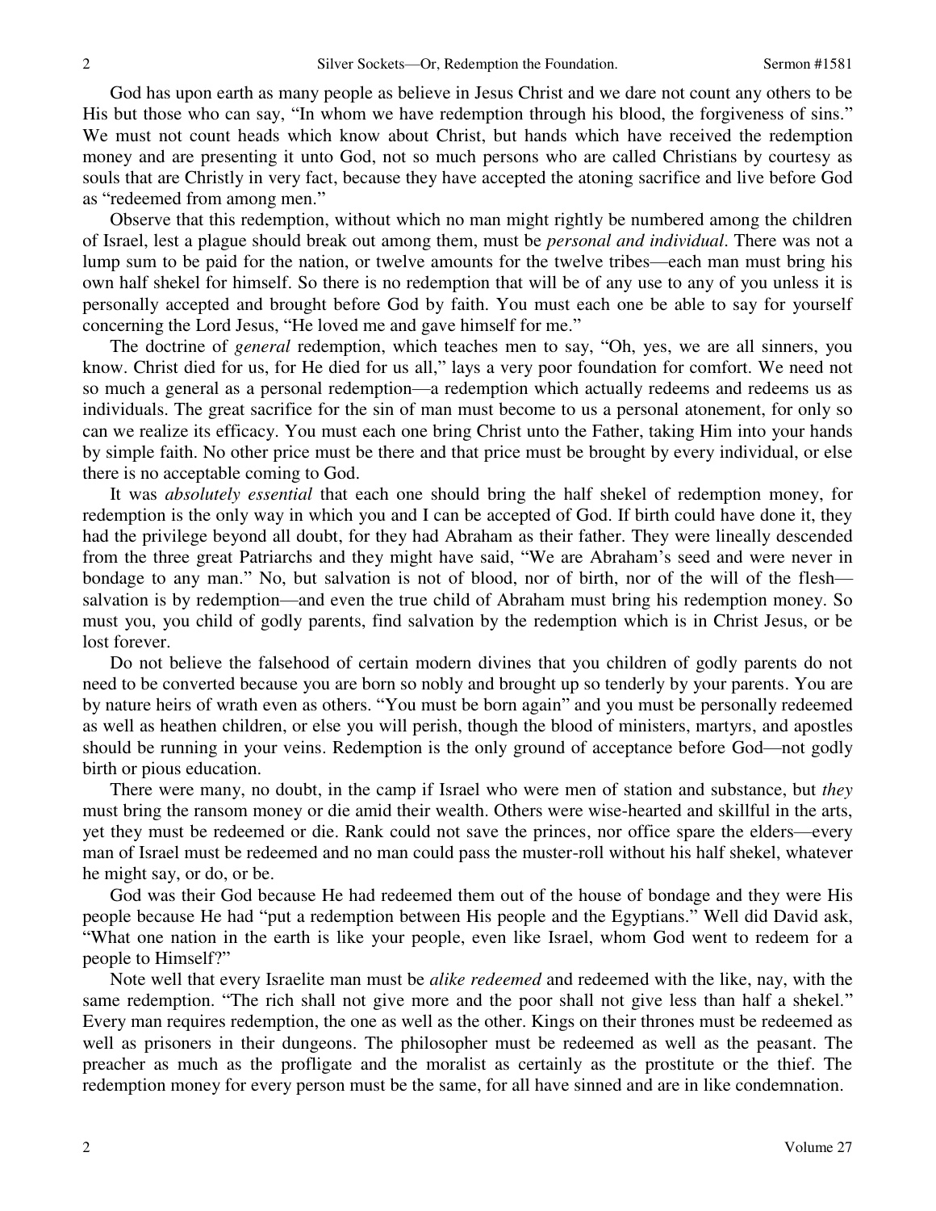God has upon earth as many people as believe in Jesus Christ and we dare not count any others to be His but those who can say, "In whom we have redemption through his blood, the forgiveness of sins." We must not count heads which know about Christ, but hands which have received the redemption money and are presenting it unto God, not so much persons who are called Christians by courtesy as souls that are Christly in very fact, because they have accepted the atoning sacrifice and live before God as "redeemed from among men."

Observe that this redemption, without which no man might rightly be numbered among the children of Israel, lest a plague should break out among them, must be *personal and individual*. There was not a lump sum to be paid for the nation, or twelve amounts for the twelve tribes—each man must bring his own half shekel for himself. So there is no redemption that will be of any use to any of you unless it is personally accepted and brought before God by faith. You must each one be able to say for yourself concerning the Lord Jesus, "He loved me and gave himself for me."

The doctrine of *general* redemption, which teaches men to say, "Oh, yes, we are all sinners, you know. Christ died for us, for He died for us all," lays a very poor foundation for comfort. We need not so much a general as a personal redemption—a redemption which actually redeems and redeems us as individuals. The great sacrifice for the sin of man must become to us a personal atonement, for only so can we realize its efficacy. You must each one bring Christ unto the Father, taking Him into your hands by simple faith. No other price must be there and that price must be brought by every individual, or else there is no acceptable coming to God.

It was *absolutely essential* that each one should bring the half shekel of redemption money, for redemption is the only way in which you and I can be accepted of God. If birth could have done it, they had the privilege beyond all doubt, for they had Abraham as their father. They were lineally descended from the three great Patriarchs and they might have said, "We are Abraham's seed and were never in bondage to any man." No, but salvation is not of blood, nor of birth, nor of the will of the flesh—salvation is by redemption—and even the true child of Abraham must bring his redemption money. So must you, you child of godly parents, find salvation by the redemption which is in Christ Jesus, or be lost forever.

Do not believe the falsehood of certain modern divines that you children of godly parents do not need to be converted because you are born so nobly and brought up so tenderly by your parents. You are by nature heirs of wrath even as others. "You must be born again" and you must be personally redeemed as well as heathen children, or else you will perish, though the blood of ministers, martyrs, and apostles should be running in your veins. Redemption is the only ground of acceptance before God—not godly birth or pious education.

There were many, no doubt, in the camp if Israel who were men of station and substance, but *they* must bring the ransom money or die amid their wealth. Others were wise-hearted and skillful in the arts, yet they must be redeemed or die. Rank could not save the princes, nor office spare the elders—every man of Israel must be redeemed and no man could pass the muster-roll without his half shekel, whatever he might say, or do, or be.

God was their God because He had redeemed them out of the house of bondage and they were His people because He had "put a redemption between His people and the Egyptians." Well did David ask, "What one nation in the earth is like your people, even like Israel, whom God went to redeem for a people to Himself?"

Note well that every Israelite man must be *alike redeemed* and redeemed with the like, nay, with the same redemption. "The rich shall not give more and the poor shall not give less than half a shekel." Every man requires redemption, the one as well as the other. Kings on their thrones must be redeemed as well as prisoners in their dungeons. The philosopher must be redeemed as well as the peasant. The preacher as much as the profligate and the moralist as certainly as the prostitute or the thief. The redemption money for every person must be the same, for all have sinned and are in like condemnation.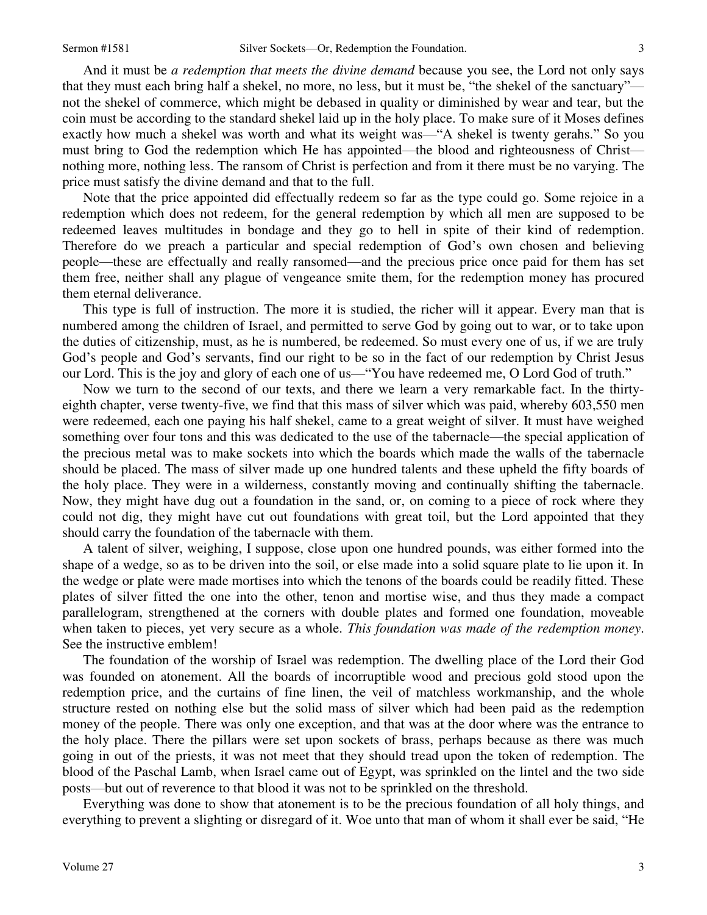And it must be *a redemption that meets the divine demand* because you see, the Lord not only says that they must each bring half a shekel, no more, no less, but it must be, "the shekel of the sanctuary"—not the shekel of commerce, which might be debased in quality or diminished by wear and tear, but the coin must be according to the standard shekel laid up in the holy place. To make sure of it Moses defines exactly how much a shekel was worth and what its weight was—"A shekel is twenty gerahs." So you must bring to God the redemption which He has appointed—the blood and righteousness of Christ—nothing more, nothing less. The ransom of Christ is perfection and from it there must be no varying. The price must satisfy the divine demand and that to the full.

Note that the price appointed did effectually redeem so far as the type could go. Some rejoice in a redemption which does not redeem, for the general redemption by which all men are supposed to be redeemed leaves multitudes in bondage and they go to hell in spite of their kind of redemption. Therefore do we preach a particular and special redemption of God's own chosen and believing people—these are effectually and really ransomed—and the precious price once paid for them has set them free, neither shall any plague of vengeance smite them, for the redemption money has procured them eternal deliverance.

This type is full of instruction. The more it is studied, the richer will it appear. Every man that is numbered among the children of Israel, and permitted to serve God by going out to war, or to take upon the duties of citizenship, must, as he is numbered, be redeemed. So must every one of us, if we are truly God's people and God's servants, find our right to be so in the fact of our redemption by Christ Jesus our Lord. This is the joy and glory of each one of us—"You have redeemed me, O Lord God of truth."

Now we turn to the second of our texts, and there we learn a very remarkable fact. In the thirty-eighth chapter, verse twenty-five, we find that this mass of silver which was paid, whereby 603,550 men were redeemed, each one paying his half shekel, came to a great weight of silver. It must have weighed something over four tons and this was dedicated to the use of the tabernacle—the special application of the precious metal was to make sockets into which the boards which made the walls of the tabernacle should be placed. The mass of silver made up one hundred talents and these upheld the fifty boards of the holy place. They were in a wilderness, constantly moving and continually shifting the tabernacle. Now, they might have dug out a foundation in the sand, or, on coming to a piece of rock where they could not dig, they might have cut out foundations with great toil, but the Lord appointed that they should carry the foundation of the tabernacle with them.

A talent of silver, weighing, I suppose, close upon one hundred pounds, was either formed into the shape of a wedge, so as to be driven into the soil, or else made into a solid square plate to lie upon it. In the wedge or plate were made mortises into which the tenons of the boards could be readily fitted. These plates of silver fitted the one into the other, tenon and mortise wise, and thus they made a compact parallelogram, strengthened at the corners with double plates and formed one foundation, moveable when taken to pieces, yet very secure as a whole. *This foundation was made of the redemption money*. See the instructive emblem!

The foundation of the worship of Israel was redemption. The dwelling place of the Lord their God was founded on atonement. All the boards of incorruptible wood and precious gold stood upon the redemption price, and the curtains of fine linen, the veil of matchless workmanship, and the whole structure rested on nothing else but the solid mass of silver which had been paid as the redemption money of the people. There was only one exception, and that was at the door where was the entrance to the holy place. There the pillars were set upon sockets of brass, perhaps because as there was much going in out of the priests, it was not meet that they should tread upon the token of redemption. The blood of the Paschal Lamb, when Israel came out of Egypt, was sprinkled on the lintel and the two side posts—but out of reverence to that blood it was not to be sprinkled on the threshold.

Everything was done to show that atonement is to be the precious foundation of all holy things, and everything to prevent a slighting or disregard of it. Woe unto that man of whom it shall ever be said, "He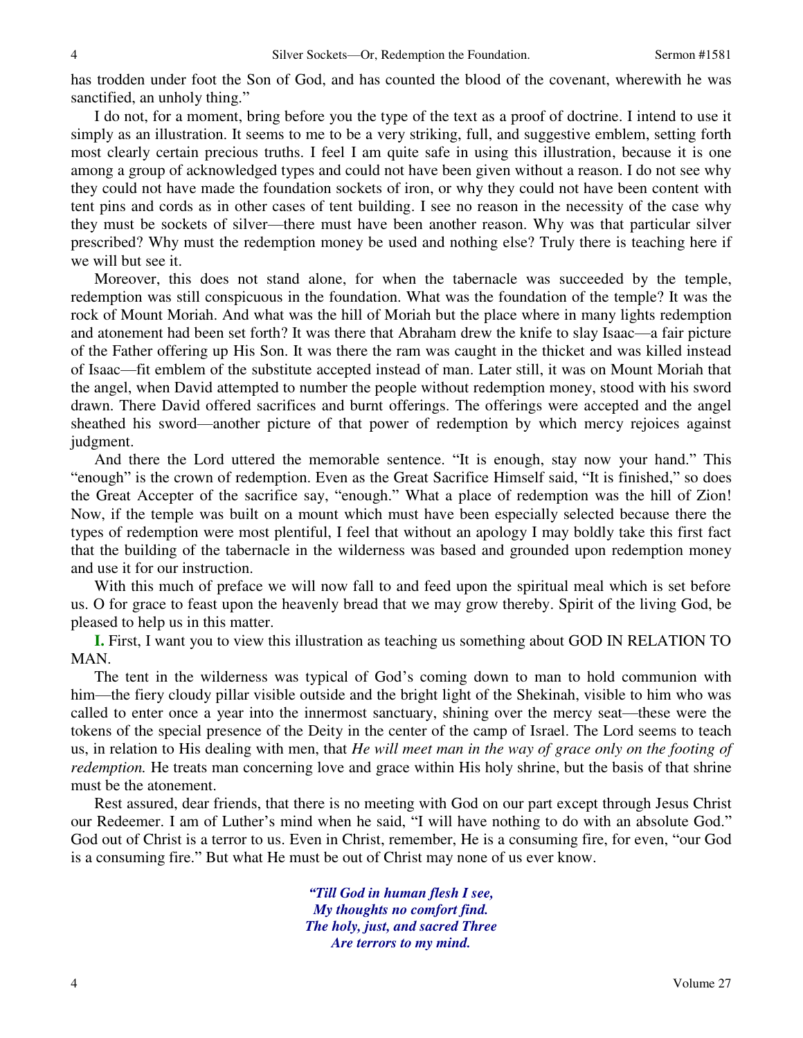has trodden under foot the Son of God, and has counted the blood of the covenant, wherewith he was sanctified, an unholy thing."

I do not, for a moment, bring before you the type of the text as a proof of doctrine. I intend to use it simply as an illustration. It seems to me to be a very striking, full, and suggestive emblem, setting forth most clearly certain precious truths. I feel I am quite safe in using this illustration, because it is one among a group of acknowledged types and could not have been given without a reason. I do not see why they could not have made the foundation sockets of iron, or why they could not have been content with tent pins and cords as in other cases of tent building. I see no reason in the necessity of the case why they must be sockets of silver—there must have been another reason. Why was that particular silver prescribed? Why must the redemption money be used and nothing else? Truly there is teaching here if we will but see it.

Moreover, this does not stand alone, for when the tabernacle was succeeded by the temple, redemption was still conspicuous in the foundation. What was the foundation of the temple? It was the rock of Mount Moriah. And what was the hill of Moriah but the place where in many lights redemption and atonement had been set forth? It was there that Abraham drew the knife to slay Isaac—a fair picture of the Father offering up His Son. It was there the ram was caught in the thicket and was killed instead of Isaac—fit emblem of the substitute accepted instead of man. Later still, it was on Mount Moriah that the angel, when David attempted to number the people without redemption money, stood with his sword drawn. There David offered sacrifices and burnt offerings. The offerings were accepted and the angel sheathed his sword—another picture of that power of redemption by which mercy rejoices against judgment.

And there the Lord uttered the memorable sentence. "It is enough, stay now your hand." This "enough" is the crown of redemption. Even as the Great Sacrifice Himself said, "It is finished," so does the Great Accepter of the sacrifice say, "enough." What a place of redemption was the hill of Zion! Now, if the temple was built on a mount which must have been especially selected because there the types of redemption were most plentiful, I feel that without an apology I may boldly take this first fact that the building of the tabernacle in the wilderness was based and grounded upon redemption money and use it for our instruction.

With this much of preface we will now fall to and feed upon the spiritual meal which is set before us. O for grace to feast upon the heavenly bread that we may grow thereby. Spirit of the living God, be pleased to help us in this matter.

**I.** First, I want you to view this illustration as teaching us something about GOD IN RELATION TO MAN.

The tent in the wilderness was typical of God's coming down to man to hold communion with him—the fiery cloudy pillar visible outside and the bright light of the Shekinah, visible to him who was called to enter once a year into the innermost sanctuary, shining over the mercy seat—these were the tokens of the special presence of the Deity in the center of the camp of Israel. The Lord seems to teach us, in relation to His dealing with men, that *He will meet man in the way of grace only on the footing of redemption.* He treats man concerning love and grace within His holy shrine, but the basis of that shrine must be the atonement.

Rest assured, dear friends, that there is no meeting with God on our part except through Jesus Christ our Redeemer. I am of Luther's mind when he said, "I will have nothing to do with an absolute God." God out of Christ is a terror to us. Even in Christ, remember, He is a consuming fire, for even, "our God is a consuming fire." But what He must be out of Christ may none of us ever know.

*"Till God in human flesh I see,*
*My thoughts no comfort find.*
*The holy, just, and sacred Three*
*Are terrors to my mind.*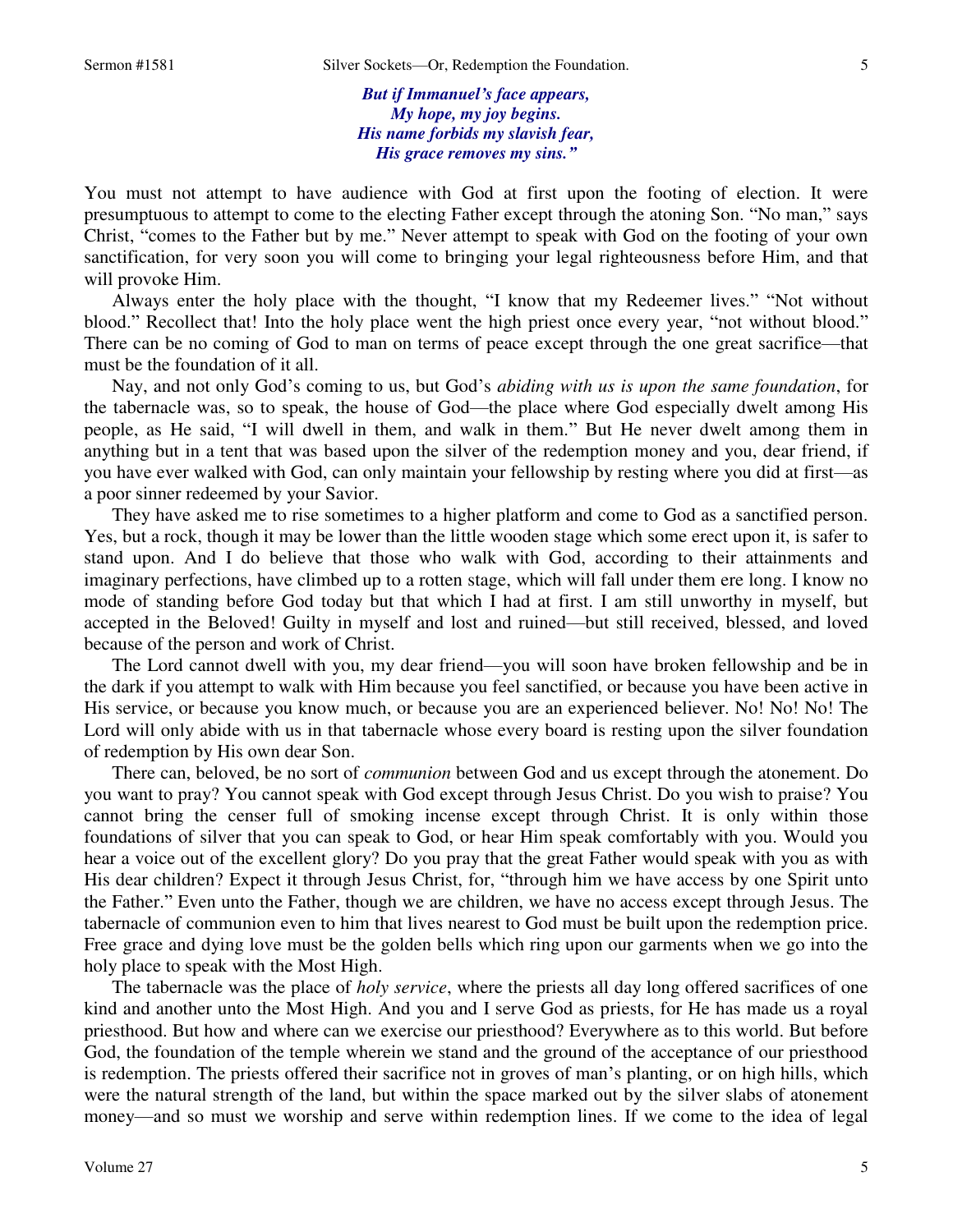*But if Immanuel's face appears,*
*My hope, my joy begins.*
*His name forbids my slavish fear,*
*His grace removes my sins."*

You must not attempt to have audience with God at first upon the footing of election. It were presumptuous to attempt to come to the electing Father except through the atoning Son. "No man," says Christ, "comes to the Father but by me." Never attempt to speak with God on the footing of your own sanctification, for very soon you will come to bringing your legal righteousness before Him, and that will provoke Him.

Always enter the holy place with the thought, "I know that my Redeemer lives." "Not without blood." Recollect that! Into the holy place went the high priest once every year, "not without blood." There can be no coming of God to man on terms of peace except through the one great sacrifice—that must be the foundation of it all.

Nay, and not only God's coming to us, but God's *abiding with us is upon the same foundation*, for the tabernacle was, so to speak, the house of God—the place where God especially dwelt among His people, as He said, "I will dwell in them, and walk in them." But He never dwelt among them in anything but in a tent that was based upon the silver of the redemption money and you, dear friend, if you have ever walked with God, can only maintain your fellowship by resting where you did at first—as a poor sinner redeemed by your Savior.

They have asked me to rise sometimes to a higher platform and come to God as a sanctified person. Yes, but a rock, though it may be lower than the little wooden stage which some erect upon it, is safer to stand upon. And I do believe that those who walk with God, according to their attainments and imaginary perfections, have climbed up to a rotten stage, which will fall under them ere long. I know no mode of standing before God today but that which I had at first. I am still unworthy in myself, but accepted in the Beloved! Guilty in myself and lost and ruined—but still received, blessed, and loved because of the person and work of Christ.

The Lord cannot dwell with you, my dear friend—you will soon have broken fellowship and be in the dark if you attempt to walk with Him because you feel sanctified, or because you have been active in His service, or because you know much, or because you are an experienced believer. No! No! No! The Lord will only abide with us in that tabernacle whose every board is resting upon the silver foundation of redemption by His own dear Son.

There can, beloved, be no sort of *communion* between God and us except through the atonement. Do you want to pray? You cannot speak with God except through Jesus Christ. Do you wish to praise? You cannot bring the censer full of smoking incense except through Christ. It is only within those foundations of silver that you can speak to God, or hear Him speak comfortably with you. Would you hear a voice out of the excellent glory? Do you pray that the great Father would speak with you as with His dear children? Expect it through Jesus Christ, for, "through him we have access by one Spirit unto the Father." Even unto the Father, though we are children, we have no access except through Jesus. The tabernacle of communion even to him that lives nearest to God must be built upon the redemption price. Free grace and dying love must be the golden bells which ring upon our garments when we go into the holy place to speak with the Most High.

The tabernacle was the place of *holy service*, where the priests all day long offered sacrifices of one kind and another unto the Most High. And you and I serve God as priests, for He has made us a royal priesthood. But how and where can we exercise our priesthood? Everywhere as to this world. But before God, the foundation of the temple wherein we stand and the ground of the acceptance of our priesthood is redemption. The priests offered their sacrifice not in groves of man's planting, or on high hills, which were the natural strength of the land, but within the space marked out by the silver slabs of atonement money—and so must we worship and serve within redemption lines. If we come to the idea of legal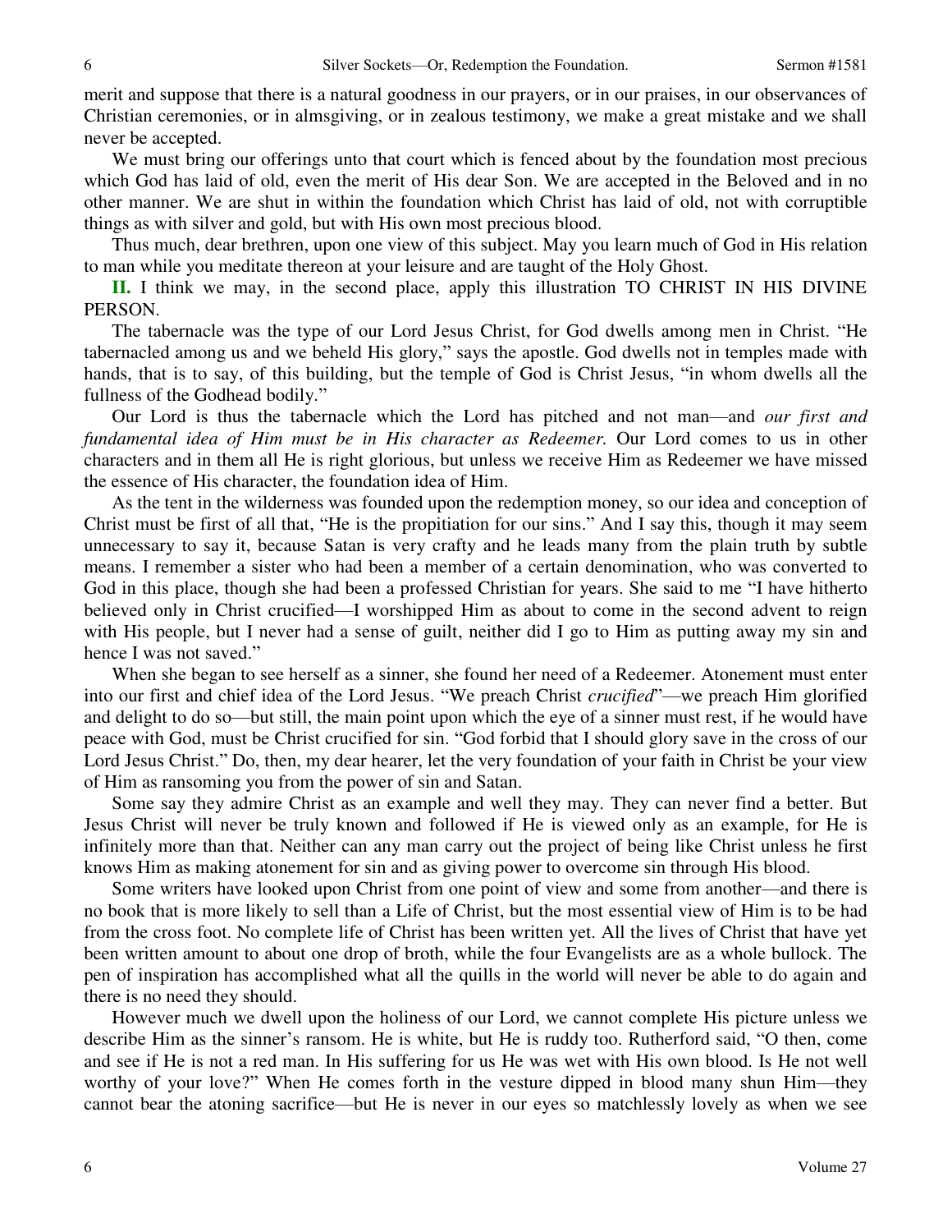merit and suppose that there is a natural goodness in our prayers, or in our praises, in our observances of Christian ceremonies, or in almsgiving, or in zealous testimony, we make a great mistake and we shall never be accepted.

We must bring our offerings unto that court which is fenced about by the foundation most precious which God has laid of old, even the merit of His dear Son. We are accepted in the Beloved and in no other manner. We are shut in within the foundation which Christ has laid of old, not with corruptible things as with silver and gold, but with His own most precious blood.

Thus much, dear brethren, upon one view of this subject. May you learn much of God in His relation to man while you meditate thereon at your leisure and are taught of the Holy Ghost.

**II.** I think we may, in the second place, apply this illustration TO CHRIST IN HIS DIVINE PERSON.

The tabernacle was the type of our Lord Jesus Christ, for God dwells among men in Christ. "He tabernacled among us and we beheld His glory," says the apostle. God dwells not in temples made with hands, that is to say, of this building, but the temple of God is Christ Jesus, "in whom dwells all the fullness of the Godhead bodily."

Our Lord is thus the tabernacle which the Lord has pitched and not man—and *our first and fundamental idea of Him must be in His character as Redeemer.* Our Lord comes to us in other characters and in them all He is right glorious, but unless we receive Him as Redeemer we have missed the essence of His character, the foundation idea of Him.

As the tent in the wilderness was founded upon the redemption money, so our idea and conception of Christ must be first of all that, "He is the propitiation for our sins." And I say this, though it may seem unnecessary to say it, because Satan is very crafty and he leads many from the plain truth by subtle means. I remember a sister who had been a member of a certain denomination, who was converted to God in this place, though she had been a professed Christian for years. She said to me "I have hitherto believed only in Christ crucified—I worshipped Him as about to come in the second advent to reign with His people, but I never had a sense of guilt, neither did I go to Him as putting away my sin and hence I was not saved."

When she began to see herself as a sinner, she found her need of a Redeemer. Atonement must enter into our first and chief idea of the Lord Jesus. "We preach Christ *crucified*"—we preach Him glorified and delight to do so—but still, the main point upon which the eye of a sinner must rest, if he would have peace with God, must be Christ crucified for sin. "God forbid that I should glory save in the cross of our Lord Jesus Christ." Do, then, my dear hearer, let the very foundation of your faith in Christ be your view of Him as ransoming you from the power of sin and Satan.

Some say they admire Christ as an example and well they may. They can never find a better. But Jesus Christ will never be truly known and followed if He is viewed only as an example, for He is infinitely more than that. Neither can any man carry out the project of being like Christ unless he first knows Him as making atonement for sin and as giving power to overcome sin through His blood.

Some writers have looked upon Christ from one point of view and some from another—and there is no book that is more likely to sell than a Life of Christ, but the most essential view of Him is to be had from the cross foot. No complete life of Christ has been written yet. All the lives of Christ that have yet been written amount to about one drop of broth, while the four Evangelists are as a whole bullock. The pen of inspiration has accomplished what all the quills in the world will never be able to do again and there is no need they should.

However much we dwell upon the holiness of our Lord, we cannot complete His picture unless we describe Him as the sinner's ransom. He is white, but He is ruddy too. Rutherford said, "O then, come and see if He is not a red man. In His suffering for us He was wet with His own blood. Is He not well worthy of your love?" When He comes forth in the vesture dipped in blood many shun Him—they cannot bear the atoning sacrifice—but He is never in our eyes so matchlessly lovely as when we see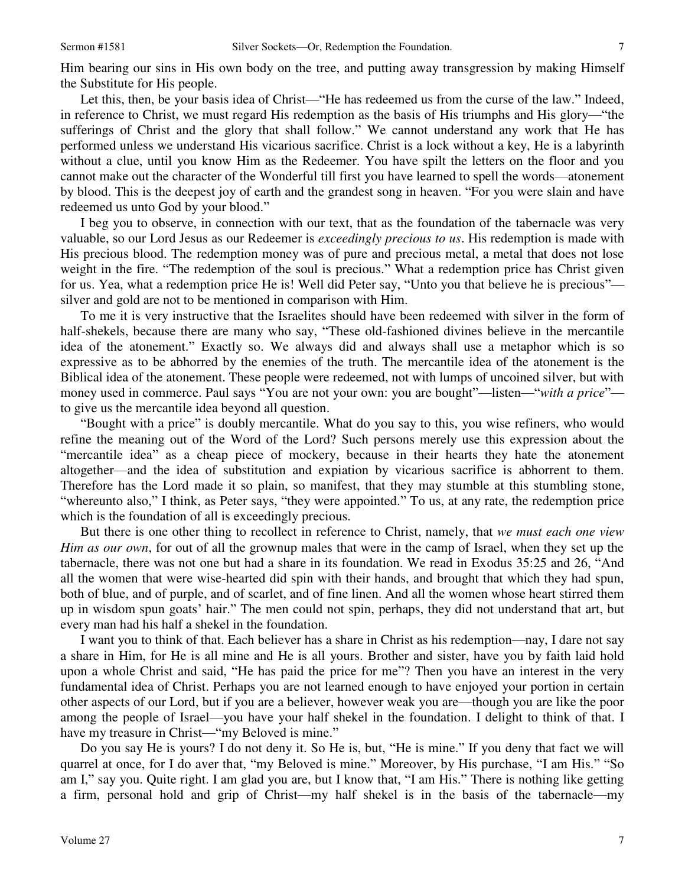Him bearing our sins in His own body on the tree, and putting away transgression by making Himself the Substitute for His people.

Let this, then, be your basis idea of Christ—"He has redeemed us from the curse of the law." Indeed, in reference to Christ, we must regard His redemption as the basis of His triumphs and His glory—"the sufferings of Christ and the glory that shall follow." We cannot understand any work that He has performed unless we understand His vicarious sacrifice. Christ is a lock without a key, He is a labyrinth without a clue, until you know Him as the Redeemer. You have spilt the letters on the floor and you cannot make out the character of the Wonderful till first you have learned to spell the words—atonement by blood. This is the deepest joy of earth and the grandest song in heaven. "For you were slain and have redeemed us unto God by your blood."

I beg you to observe, in connection with our text, that as the foundation of the tabernacle was very valuable, so our Lord Jesus as our Redeemer is *exceedingly precious to us*. His redemption is made with His precious blood. The redemption money was of pure and precious metal, a metal that does not lose weight in the fire. "The redemption of the soul is precious." What a redemption price has Christ given for us. Yea, what a redemption price He is! Well did Peter say, "Unto you that believe he is precious"—silver and gold are not to be mentioned in comparison with Him.

To me it is very instructive that the Israelites should have been redeemed with silver in the form of half-shekels, because there are many who say, "These old-fashioned divines believe in the mercantile idea of the atonement." Exactly so. We always did and always shall use a metaphor which is so expressive as to be abhorred by the enemies of the truth. The mercantile idea of the atonement is the Biblical idea of the atonement. These people were redeemed, not with lumps of uncoined silver, but with money used in commerce. Paul says "You are not your own: you are bought"—listen—"*with a price*"—to give us the mercantile idea beyond all question.

"Bought with a price" is doubly mercantile. What do you say to this, you wise refiners, who would refine the meaning out of the Word of the Lord? Such persons merely use this expression about the "mercantile idea" as a cheap piece of mockery, because in their hearts they hate the atonement altogether—and the idea of substitution and expiation by vicarious sacrifice is abhorrent to them. Therefore has the Lord made it so plain, so manifest, that they may stumble at this stumbling stone, "whereunto also," I think, as Peter says, "they were appointed." To us, at any rate, the redemption price which is the foundation of all is exceedingly precious.

But there is one other thing to recollect in reference to Christ, namely, that *we must each one view Him as our own*, for out of all the grownup males that were in the camp of Israel, when they set up the tabernacle, there was not one but had a share in its foundation. We read in Exodus 35:25 and 26, "And all the women that were wise-hearted did spin with their hands, and brought that which they had spun, both of blue, and of purple, and of scarlet, and of fine linen. And all the women whose heart stirred them up in wisdom spun goats' hair." The men could not spin, perhaps, they did not understand that art, but every man had his half a shekel in the foundation.

I want you to think of that. Each believer has a share in Christ as his redemption—nay, I dare not say a share in Him, for He is all mine and He is all yours. Brother and sister, have you by faith laid hold upon a whole Christ and said, "He has paid the price for me"? Then you have an interest in the very fundamental idea of Christ. Perhaps you are not learned enough to have enjoyed your portion in certain other aspects of our Lord, but if you are a believer, however weak you are—though you are like the poor among the people of Israel—you have your half shekel in the foundation. I delight to think of that. I have my treasure in Christ—"my Beloved is mine."

Do you say He is yours? I do not deny it. So He is, but, "He is mine." If you deny that fact we will quarrel at once, for I do aver that, "my Beloved is mine." Moreover, by His purchase, "I am His." "So am I," say you. Quite right. I am glad you are, but I know that, "I am His." There is nothing like getting a firm, personal hold and grip of Christ—my half shekel is in the basis of the tabernacle—my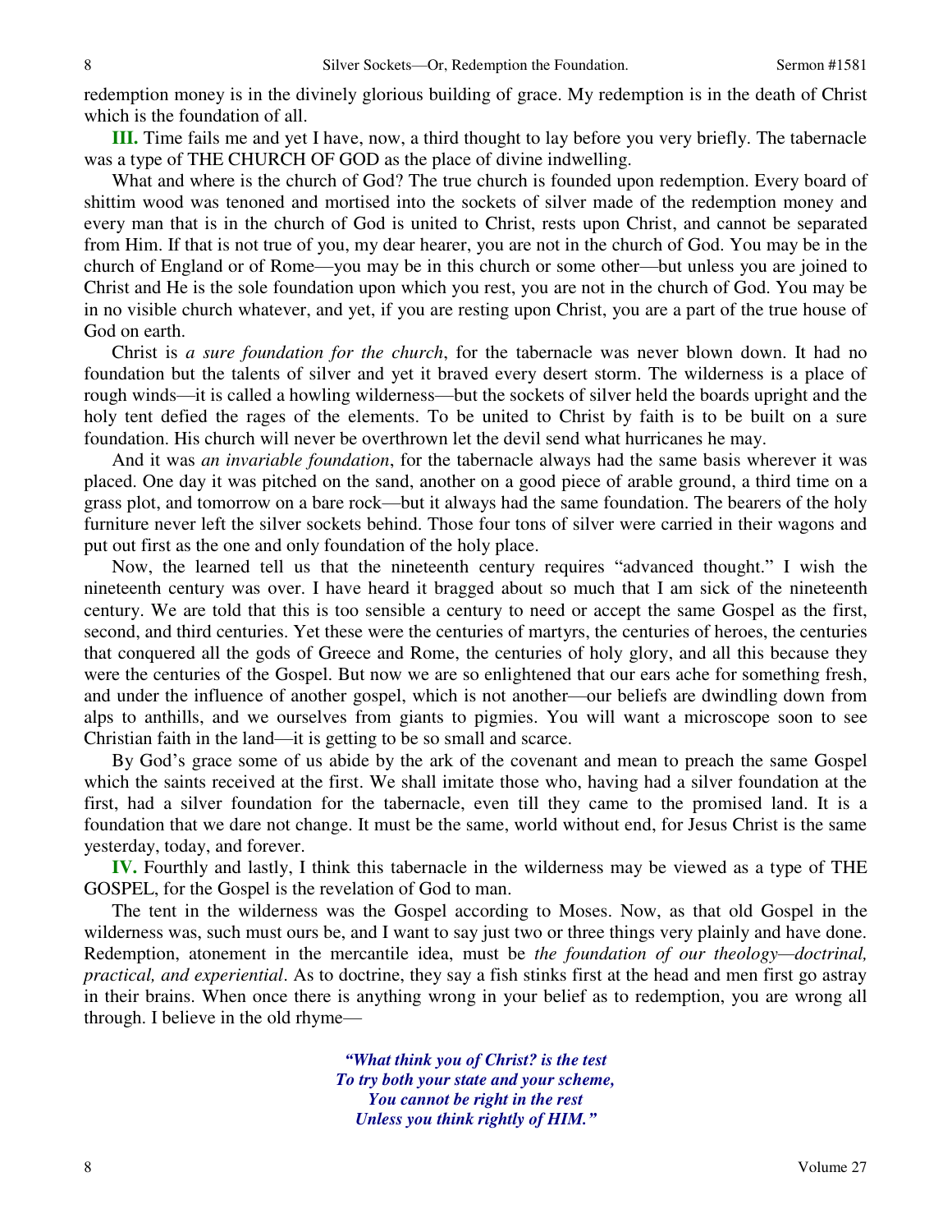redemption money is in the divinely glorious building of grace. My redemption is in the death of Christ which is the foundation of all.

**III.** Time fails me and yet I have, now, a third thought to lay before you very briefly. The tabernacle was a type of THE CHURCH OF GOD as the place of divine indwelling.

What and where is the church of God? The true church is founded upon redemption. Every board of shittim wood was tenoned and mortised into the sockets of silver made of the redemption money and every man that is in the church of God is united to Christ, rests upon Christ, and cannot be separated from Him. If that is not true of you, my dear hearer, you are not in the church of God. You may be in the church of England or of Rome—you may be in this church or some other—but unless you are joined to Christ and He is the sole foundation upon which you rest, you are not in the church of God. You may be in no visible church whatever, and yet, if you are resting upon Christ, you are a part of the true house of God on earth.

Christ is *a sure foundation for the church*, for the tabernacle was never blown down. It had no foundation but the talents of silver and yet it braved every desert storm. The wilderness is a place of rough winds—it is called a howling wilderness—but the sockets of silver held the boards upright and the holy tent defied the rages of the elements. To be united to Christ by faith is to be built on a sure foundation. His church will never be overthrown let the devil send what hurricanes he may.

And it was *an invariable foundation*, for the tabernacle always had the same basis wherever it was placed. One day it was pitched on the sand, another on a good piece of arable ground, a third time on a grass plot, and tomorrow on a bare rock—but it always had the same foundation. The bearers of the holy furniture never left the silver sockets behind. Those four tons of silver were carried in their wagons and put out first as the one and only foundation of the holy place.

Now, the learned tell us that the nineteenth century requires "advanced thought." I wish the nineteenth century was over. I have heard it bragged about so much that I am sick of the nineteenth century. We are told that this is too sensible a century to need or accept the same Gospel as the first, second, and third centuries. Yet these were the centuries of martyrs, the centuries of heroes, the centuries that conquered all the gods of Greece and Rome, the centuries of holy glory, and all this because they were the centuries of the Gospel. But now we are so enlightened that our ears ache for something fresh, and under the influence of another gospel, which is not another—our beliefs are dwindling down from alps to anthills, and we ourselves from giants to pigmies. You will want a microscope soon to see Christian faith in the land—it is getting to be so small and scarce.

By God's grace some of us abide by the ark of the covenant and mean to preach the same Gospel which the saints received at the first. We shall imitate those who, having had a silver foundation at the first, had a silver foundation for the tabernacle, even till they came to the promised land. It is a foundation that we dare not change. It must be the same, world without end, for Jesus Christ is the same yesterday, today, and forever.

**IV.** Fourthly and lastly, I think this tabernacle in the wilderness may be viewed as a type of THE GOSPEL, for the Gospel is the revelation of God to man.

The tent in the wilderness was the Gospel according to Moses. Now, as that old Gospel in the wilderness was, such must ours be, and I want to say just two or three things very plainly and have done. Redemption, atonement in the mercantile idea, must be *the foundation of our theology—doctrinal, practical, and experiential*. As to doctrine, they say a fish stinks first at the head and men first go astray in their brains. When once there is anything wrong in your belief as to redemption, you are wrong all through. I believe in the old rhyme—

> ***"What think you of Christ? is the test***
> ***To try both your state and your scheme,***
> ***You cannot be right in the rest***
> ***Unless you think rightly of HIM."***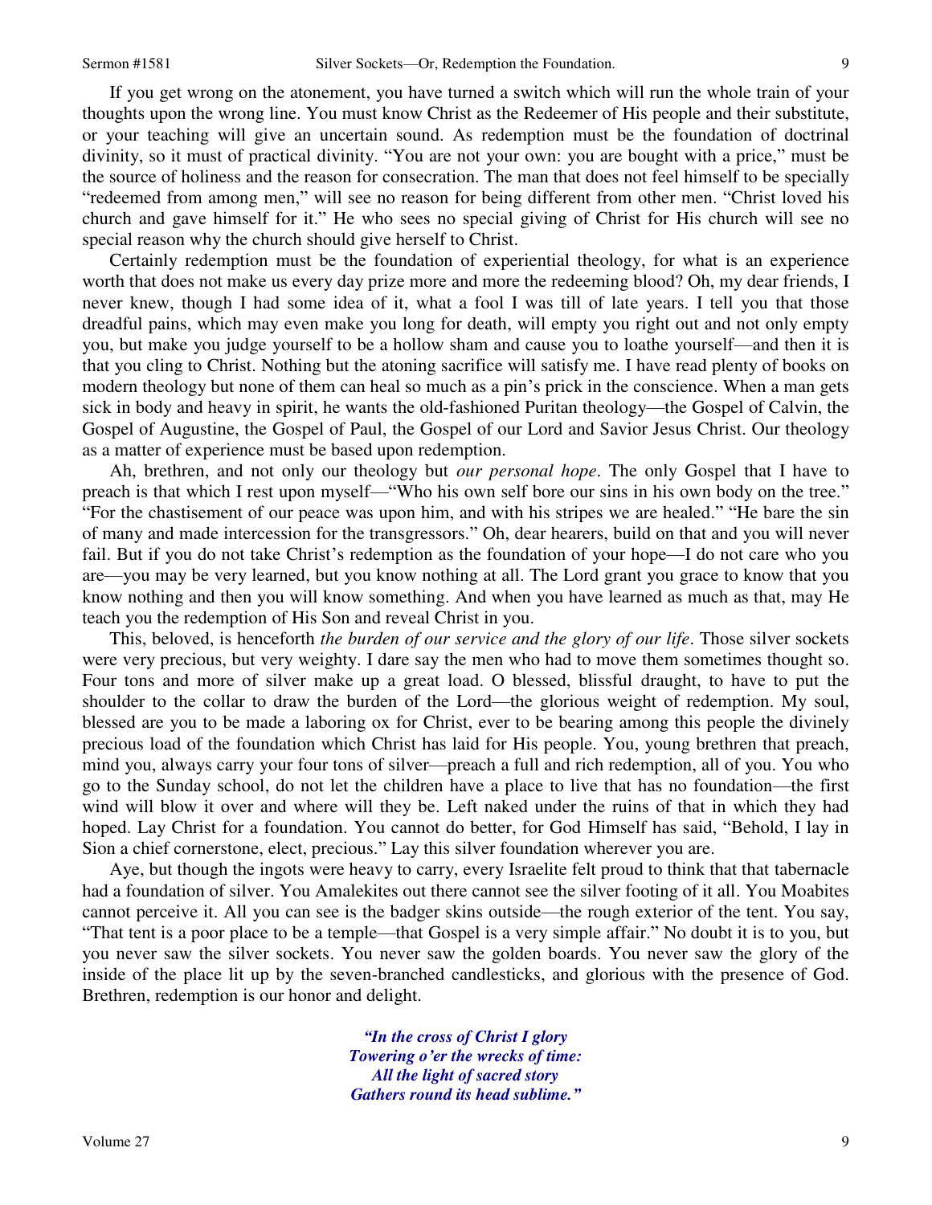If you get wrong on the atonement, you have turned a switch which will run the whole train of your thoughts upon the wrong line. You must know Christ as the Redeemer of His people and their substitute, or your teaching will give an uncertain sound. As redemption must be the foundation of doctrinal divinity, so it must of practical divinity. "You are not your own: you are bought with a price," must be the source of holiness and the reason for consecration. The man that does not feel himself to be specially "redeemed from among men," will see no reason for being different from other men. "Christ loved his church and gave himself for it." He who sees no special giving of Christ for His church will see no special reason why the church should give herself to Christ.

Certainly redemption must be the foundation of experiential theology, for what is an experience worth that does not make us every day prize more and more the redeeming blood? Oh, my dear friends, I never knew, though I had some idea of it, what a fool I was till of late years. I tell you that those dreadful pains, which may even make you long for death, will empty you right out and not only empty you, but make you judge yourself to be a hollow sham and cause you to loathe yourself—and then it is that you cling to Christ. Nothing but the atoning sacrifice will satisfy me. I have read plenty of books on modern theology but none of them can heal so much as a pin's prick in the conscience. When a man gets sick in body and heavy in spirit, he wants the old-fashioned Puritan theology—the Gospel of Calvin, the Gospel of Augustine, the Gospel of Paul, the Gospel of our Lord and Savior Jesus Christ. Our theology as a matter of experience must be based upon redemption.

Ah, brethren, and not only our theology but *our personal hope*. The only Gospel that I have to preach is that which I rest upon myself—"Who his own self bore our sins in his own body on the tree." "For the chastisement of our peace was upon him, and with his stripes we are healed." "He bare the sin of many and made intercession for the transgressors." Oh, dear hearers, build on that and you will never fail. But if you do not take Christ's redemption as the foundation of your hope—I do not care who you are—you may be very learned, but you know nothing at all. The Lord grant you grace to know that you know nothing and then you will know something. And when you have learned as much as that, may He teach you the redemption of His Son and reveal Christ in you.

This, beloved, is henceforth *the burden of our service and the glory of our life*. Those silver sockets were very precious, but very weighty. I dare say the men who had to move them sometimes thought so. Four tons and more of silver make up a great load. O blessed, blissful draught, to have to put the shoulder to the collar to draw the burden of the Lord—the glorious weight of redemption. My soul, blessed are you to be made a laboring ox for Christ, ever to be bearing among this people the divinely precious load of the foundation which Christ has laid for His people. You, young brethren that preach, mind you, always carry your four tons of silver—preach a full and rich redemption, all of you. You who go to the Sunday school, do not let the children have a place to live that has no foundation—the first wind will blow it over and where will they be. Left naked under the ruins of that in which they had hoped. Lay Christ for a foundation. You cannot do better, for God Himself has said, "Behold, I lay in Sion a chief cornerstone, elect, precious." Lay this silver foundation wherever you are.

Aye, but though the ingots were heavy to carry, every Israelite felt proud to think that that tabernacle had a foundation of silver. You Amalekites out there cannot see the silver footing of it all. You Moabites cannot perceive it. All you can see is the badger skins outside—the rough exterior of the tent. You say, "That tent is a poor place to be a temple—that Gospel is a very simple affair." No doubt it is to you, but you never saw the silver sockets. You never saw the golden boards. You never saw the glory of the inside of the place lit up by the seven-branched candlesticks, and glorious with the presence of God. Brethren, redemption is our honor and delight.

*"In the cross of Christ I glory*
*Towering o'er the wrecks of time:*
*All the light of sacred story*
*Gathers round its head sublime."*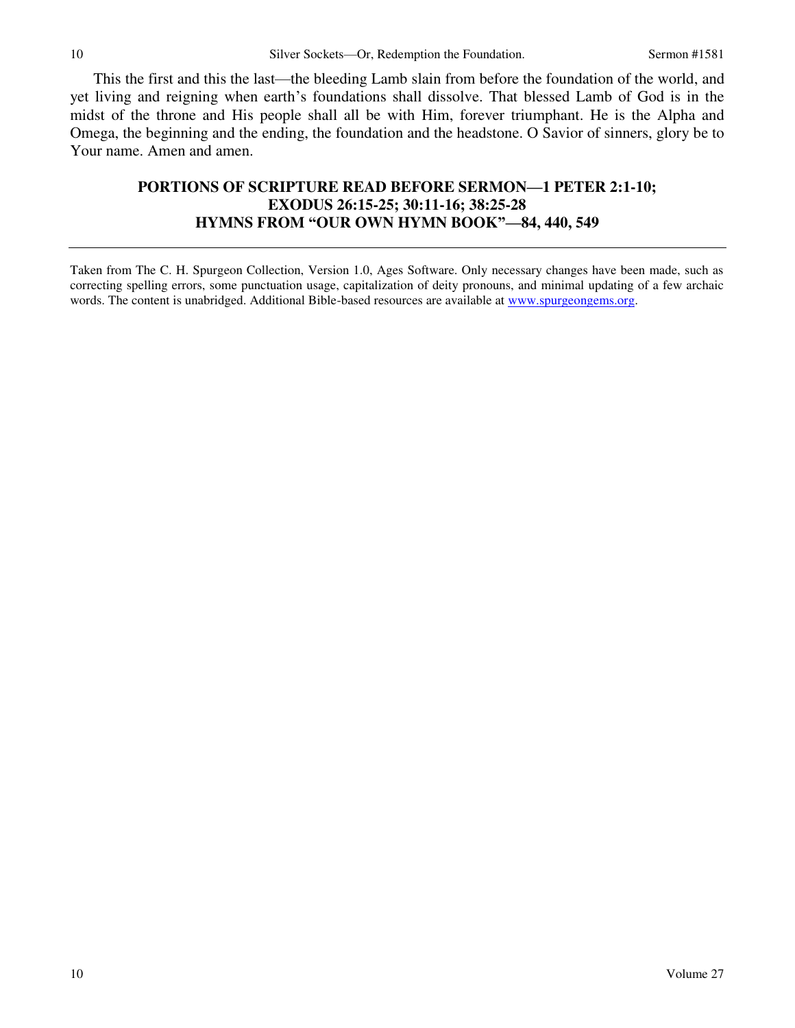This the first and this the last—the bleeding Lamb slain from before the foundation of the world, and yet living and reigning when earth's foundations shall dissolve. That blessed Lamb of God is in the midst of the throne and His people shall all be with Him, forever triumphant. He is the Alpha and Omega, the beginning and the ending, the foundation and the headstone. O Savior of sinners, glory be to Your name. Amen and amen.

## PORTIONS OF SCRIPTURE READ BEFORE SERMON—1 PETER 2:1-10; EXODUS 26:15-25; 30:11-16; 38:25-28
## HYMNS FROM "OUR OWN HYMN BOOK"—84, 440, 549

---

Taken from The C. H. Spurgeon Collection, Version 1.0, Ages Software. Only necessary changes have been made, such as correcting spelling errors, some punctuation usage, capitalization of deity pronouns, and minimal updating of a few archaic words. The content is unabridged. Additional Bible-based resources are available at www.spurgeongems.org.